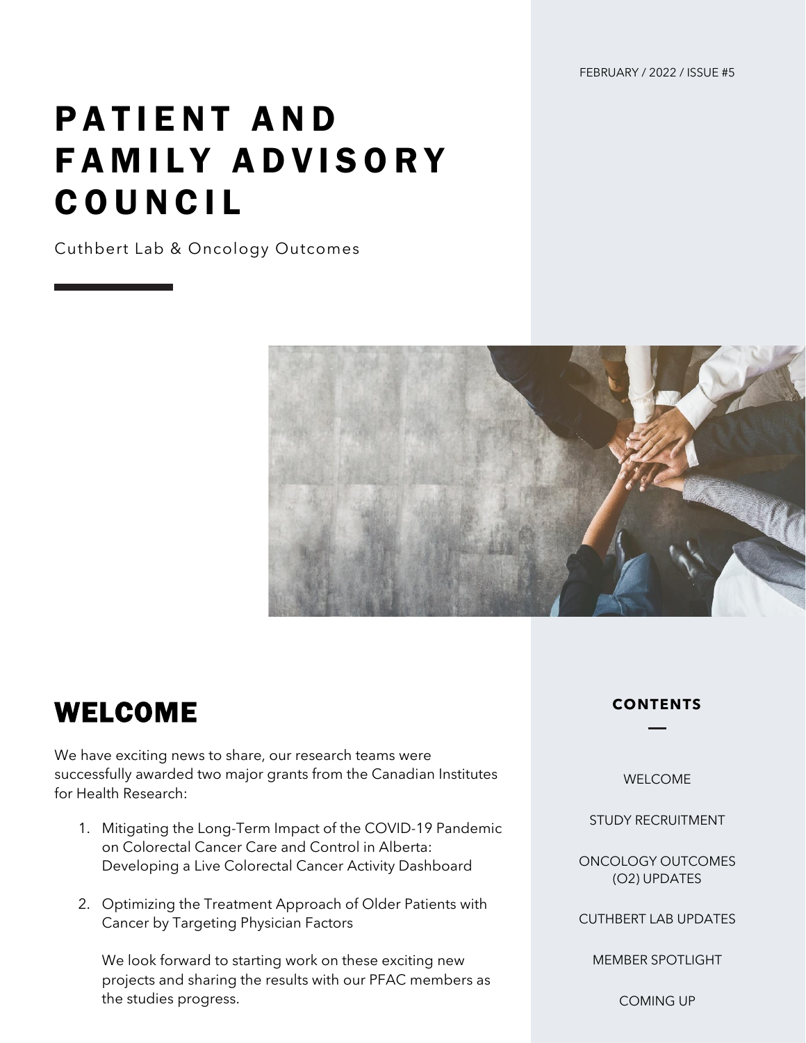FEBRUARY / 2022 / ISSUE #5

# PATIENT AND FAMILY ADVISORY COUNCIL

Cuthbert Lab & Oncology Outcomes

## WELCOME

We have exciting news to share, our research teams were successfully awarded two major grants from the Canadian Institutes for Health Research:

1. Mitigating the Long-Term Impact of the COVID-19 Pandemic on Colorectal Cancer Care and Control in Alberta: Developing a Live Colorectal Cancer Activity Dashboard

2. Optimizing the Treatment Approach of Older Patients with Cancer by Targeting Physician Factors

   We look forward to starting work on these exciting new projects and sharing the results with our PFAC members as the studies progress.

**CONTENTS**

WELCOME

STUDY RECRUITMENT

ONCOLOGY OUTCOMES (O2) UPDATES

CUTHBERT LAB UPDATES

MEMBER SPOTLIGHT

COMING UP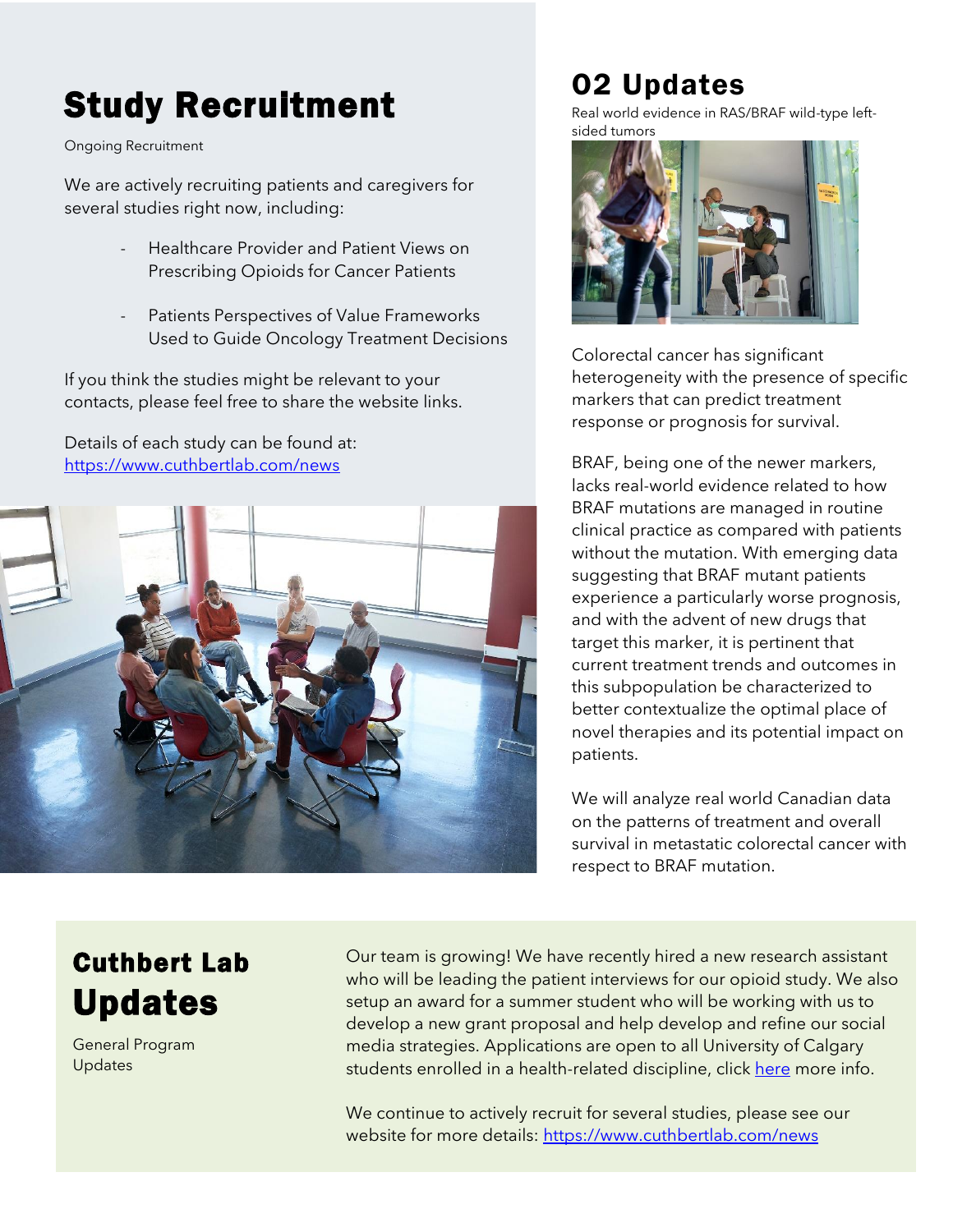# Study Recruitment

Ongoing Recruitment

We are actively recruiting patients and caregivers for several studies right now, including:

- Healthcare Provider and Patient Views on Prescribing Opioids for Cancer Patients
- Patients Perspectives of Value Frameworks Used to Guide Oncology Treatment Decisions

If you think the studies might be relevant to your contacts, please feel free to share the website links.

Details of each study can be found at: [https://www.cuthbertlab.com/news](https://www.cuthbertlab.com/news)

# 02 Updates

Real world evidence in RAS/BRAF wild-type left-sided tumors

Colorectal cancer has significant heterogeneity with the presence of specific markers that can predict treatment response or prognosis for survival.

BRAF, being one of the newer markers, lacks real-world evidence related to how BRAF mutations are managed in routine clinical practice as compared with patients without the mutation. With emerging data suggesting that BRAF mutant patients experience a particularly worse prognosis, and with the advent of new drugs that target this marker, it is pertinent that current treatment trends and outcomes in this subpopulation be characterized to better contextualize the optimal place of novel therapies and its potential impact on patients.

We will analyze real world Canadian data on the patterns of treatment and overall survival in metastatic colorectal cancer with respect to BRAF mutation.

# Cuthbert Lab Updates

General Program Updates

Our team is growing! We have recently hired a new research assistant who will be leading the patient interviews for our opioid study. We also setup an award for a summer student who will be working with us to develop a new grant proposal and help develop and refine our social media strategies. Applications are open to all University of Calgary students enrolled in a health-related discipline, click here more info.

We continue to actively recruit for several studies, please see our website for more details: [https://www.cuthbertlab.com/news](https://www.cuthbertlab.com/news)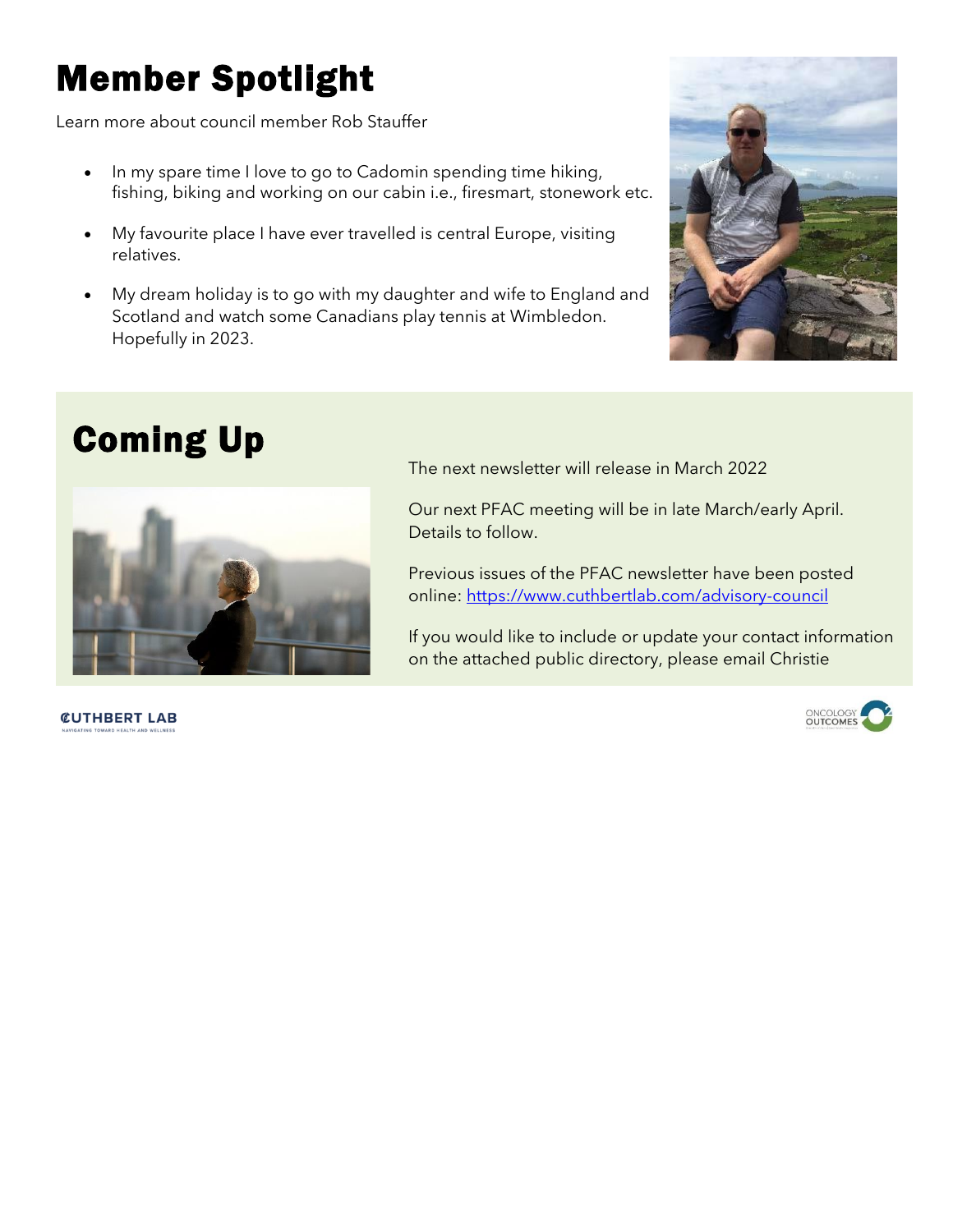# Member Spotlight

Learn more about council member Rob Stauffer

- In my spare time I love to go to Cadomin spending time hiking, fishing, biking and working on our cabin i.e., firesmart, stonework etc.
- My favourite place I have ever travelled is central Europe, visiting relatives.
- My dream holiday is to go with my daughter and wife to England and Scotland and watch some Canadians play tennis at Wimbledon. Hopefully in 2023.

# Coming Up

The next newsletter will release in March 2022

Our next PFAC meeting will be in late March/early April. Details to follow.

Previous issues of the PFAC newsletter have been posted online: https://www.cuthbertlab.com/advisory-council

If you would like to include or update your contact information on the attached public directory, please email Christie